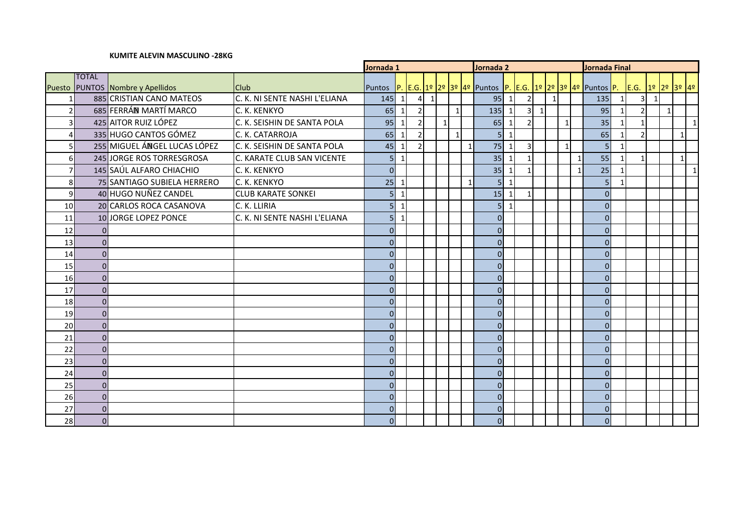**KUMITE ALEVIN MASCULINO -28KG**

| | | | | Jornada 1 | | | | | | | Jornada 2 | | | | | | | Jornada Final | | | | | | |
|---|---|---|---|---|---|---|---|---|---|---|---|---|---|---|---|---|---|---|---|---|---|---|---|---|
| Puesto | TOTAL PUNTOS | Nombre y Apellidos | Club | Puntos | P. | E.G. | 1º | 2º | 3º | 4º | Puntos | P. | E.G. | 1º | 2º | 3º | 4º | Puntos | P. | E.G. | 1º | 2º | 3º | 4º |
| 1 | 885 | CRISTIAN CANO MATEOS | C. K. NI SENTE NASHI L'ELIANA | 145 | 1 | 4 | 1 | | | | 95 | 1 | 2 | | 1 | | | 135 | 1 | 3 | 1 | | | |
| 2 | 685 | FERRÁN MARTÍ MARCO | C. K. KENKYO | 65 | 1 | 2 | | | 1 | | 135 | 1 | 3 | 1 | | | | 95 | 1 | 2 | | 1 | | |
| 3 | 425 | AITOR RUIZ LÓPEZ | C. K. SEISHIN DE SANTA POLA | 95 | 1 | 2 | | 1 | | | 65 | 1 | 2 | | | 1 | | 35 | 1 | 1 | | | | 1 |
| 4 | 335 | HUGO CANTOS GÓMEZ | C. K. CATARROJA | 65 | 1 | 2 | | | 1 | | 5 | 1 | | | | | | 65 | 1 | 2 | | | 1 | |
| 5 | 255 | MIGUEL ÁNGEL LUCAS LÓPEZ | C. K. SEISHIN DE SANTA POLA | 45 | 1 | 2 | | | | 1 | 75 | 1 | 3 | | | 1 | | 5 | 1 | | | | | |
| 6 | 245 | JORGE ROS TORRESGROSA | C. KARATE CLUB SAN VICENTE | 5 | 1 | | | | | | 35 | 1 | 1 | | | | 1 | 55 | 1 | 1 | | | 1 | |
| 7 | 145 | SAÚL ALFARO CHIACHIO | C. K. KENKYO | 0 | | | | | | | 35 | 1 | 1 | | | | 1 | 25 | 1 | | | | | 1 |
| 8 | 75 | SANTIAGO SUBIELA HERRERO | C. K. KENKYO | 25 | 1 | | | | | 1 | 5 | 1 | | | | | | 5 | 1 | | | | | |
| 9 | 40 | HUGO NUÑEZ CANDEL | CLUB KARATE SONKEI | 5 | 1 | | | | | | 15 | 1 | 1 | | | | | 0 | | | | | | |
| 10 | 20 | CARLOS ROCA CASANOVA | C. K. LLIRIA | 5 | 1 | | | | | | 5 | 1 | | | | | | 0 | | | | | | |
| 11 | 10 | JORGE LOPEZ PONCE | C. K. NI SENTE NASHI L'ELIANA | 5 | 1 | | | | | | 0 | | | | | | | 0 | | | | | | |
| 12 | 0 | | | 0 | | | | | | | 0 | | | | | | | 0 | | | | | | |
| 13 | 0 | | | 0 | | | | | | | 0 | | | | | | | 0 | | | | | | |
| 14 | 0 | | | 0 | | | | | | | 0 | | | | | | | 0 | | | | | | |
| 15 | 0 | | | 0 | | | | | | | 0 | | | | | | | 0 | | | | | | |
| 16 | 0 | | | 0 | | | | | | | 0 | | | | | | | 0 | | | | | | |
| 17 | 0 | | | 0 | | | | | | | 0 | | | | | | | 0 | | | | | | |
| 18 | 0 | | | 0 | | | | | | | 0 | | | | | | | 0 | | | | | | |
| 19 | 0 | | | 0 | | | | | | | 0 | | | | | | | 0 | | | | | | |
| 20 | 0 | | | 0 | | | | | | | 0 | | | | | | | 0 | | | | | | |
| 21 | 0 | | | 0 | | | | | | | 0 | | | | | | | 0 | | | | | | |
| 22 | 0 | | | 0 | | | | | | | 0 | | | | | | | 0 | | | | | | |
| 23 | 0 | | | 0 | | | | | | | 0 | | | | | | | 0 | | | | | | |
| 24 | 0 | | | 0 | | | | | | | 0 | | | | | | | 0 | | | | | | |
| 25 | 0 | | | 0 | | | | | | | 0 | | | | | | | 0 | | | | | | |
| 26 | 0 | | | 0 | | | | | | | 0 | | | | | | | 0 | | | | | | |
| 27 | 0 | | | 0 | | | | | | | 0 | | | | | | | 0 | | | | | | |
| 28 | 0 | | | 0 | | | | | | | 0 | | | | | | | 0 | | | | | | |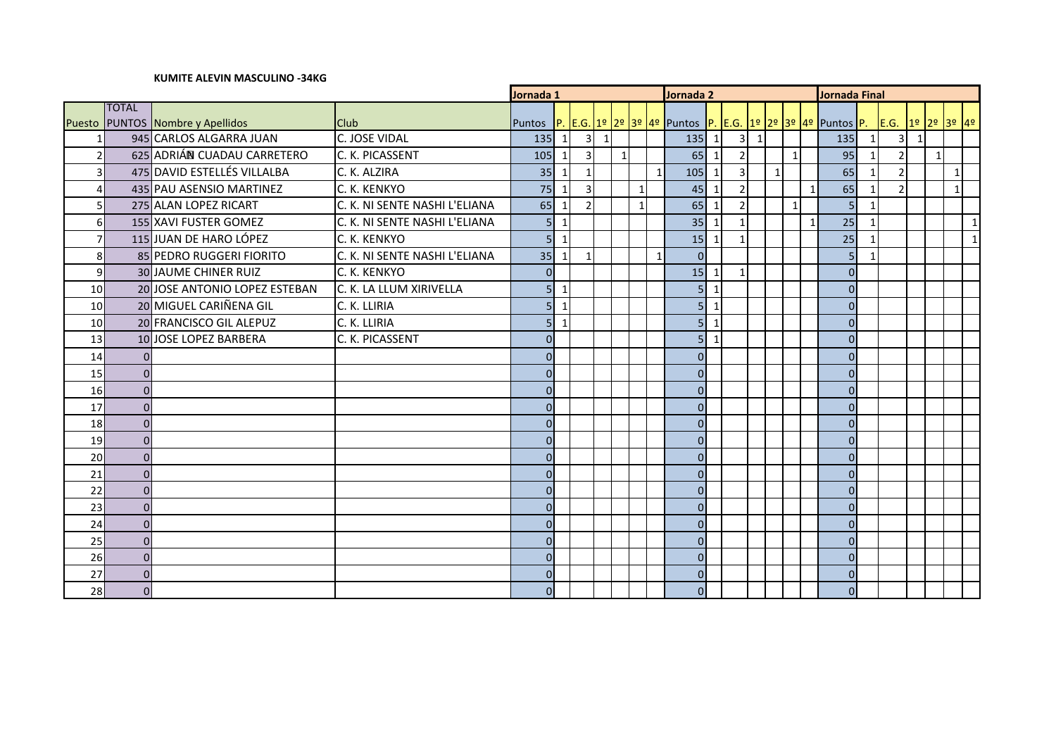**KUMITE ALEVIN MASCULINO -34KG**

| | | | | Jornada 1 | | | | | | | Jornada 2 | | | | | | | Jornada Final | | | | | | |
|---|---|---|---|---|---|---|---|---|---|---|---|---|---|---|---|---|---|---|---|---|---|---|---|---|
| Puesto | TOTAL PUNTOS | Nombre y Apellidos | Club | Puntos | P. | E.G. | 1º | 2º | 3º | 4º | Puntos | P. | E.G. | 1º | 2º | 3º | 4º | Puntos | P. | E.G. | 1º | 2º | 3º | 4º |
| 1 | 945 | CARLOS ALGARRA JUAN | C. JOSE VIDAL | 135 | 1 | 3 | 1 | | | | 135 | 1 | 3 | 1 | | | | 135 | 1 | 3 | 1 | | | |
| 2 | 625 | ADRIÁN CUADAU CARRETERO | C. K. PICASSENT | 105 | 1 | 3 | | 1 | | | 65 | 1 | 2 | | | 1 | | 95 | 1 | 2 | | 1 | | |
| 3 | 475 | DAVID ESTELLÉS VILLALBA | C. K. ALZIRA | 35 | 1 | 1 | | | | 1 | 105 | 1 | 3 | | 1 | | | 65 | 1 | 2 | | | 1 | |
| 4 | 435 | PAU ASENSIO MARTINEZ | C. K. KENKYO | 75 | 1 | 3 | | | 1 | | 45 | 1 | 2 | | | | 1 | 65 | 1 | 2 | | | 1 | |
| 5 | 275 | ALAN LOPEZ RICART | C. K. NI SENTE NASHI L'ELIANA | 65 | 1 | 2 | | | 1 | | 65 | 1 | 2 | | | 1 | | 5 | 1 | | | | | |
| 6 | 155 | XAVI FUSTER GOMEZ | C. K. NI SENTE NASHI L'ELIANA | 5 | 1 | | | | | | 35 | 1 | 1 | | | | 1 | 25 | 1 | | | | | 1 |
| 7 | 115 | JUAN DE HARO LÓPEZ | C. K. KENKYO | 5 | 1 | | | | | | 15 | 1 | 1 | | | | | 25 | 1 | | | | | 1 |
| 8 | 85 | PEDRO RUGGERI FIORITO | C. K. NI SENTE NASHI L'ELIANA | 35 | 1 | 1 | | | | 1 | 0 | | | | | | | 5 | 1 | | | | | |
| 9 | 30 | JAUME CHINER RUIZ | C. K. KENKYO | 0 | | | | | | | 15 | 1 | 1 | | | | | 0 | | | | | | |
| 10 | 20 | JOSE ANTONIO LOPEZ ESTEBAN | C. K. LA LLUM XIRIVELLA | 5 | 1 | | | | | | 5 | 1 | | | | | | 0 | | | | | | |
| 10 | 20 | MIGUEL CARIÑENA GIL | C. K. LLIRIA | 5 | 1 | | | | | | 5 | 1 | | | | | | 0 | | | | | | |
| 10 | 20 | FRANCISCO GIL ALEPUZ | C. K. LLIRIA | 5 | 1 | | | | | | 5 | 1 | | | | | | 0 | | | | | | |
| 13 | 10 | JOSE LOPEZ BARBERA | C. K. PICASSENT | 0 | | | | | | | 5 | 1 | | | | | | 0 | | | | | | |
| 14 | 0 | | | 0 | | | | | | | 0 | | | | | | | 0 | | | | | | |
| 15 | 0 | | | 0 | | | | | | | 0 | | | | | | | 0 | | | | | | |
| 16 | 0 | | | 0 | | | | | | | 0 | | | | | | | 0 | | | | | | |
| 17 | 0 | | | 0 | | | | | | | 0 | | | | | | | 0 | | | | | | |
| 18 | 0 | | | 0 | | | | | | | 0 | | | | | | | 0 | | | | | | |
| 19 | 0 | | | 0 | | | | | | | 0 | | | | | | | 0 | | | | | | |
| 20 | 0 | | | 0 | | | | | | | 0 | | | | | | | 0 | | | | | | |
| 21 | 0 | | | 0 | | | | | | | 0 | | | | | | | 0 | | | | | | |
| 22 | 0 | | | 0 | | | | | | | 0 | | | | | | | 0 | | | | | | |
| 23 | 0 | | | 0 | | | | | | | 0 | | | | | | | 0 | | | | | | |
| 24 | 0 | | | 0 | | | | | | | 0 | | | | | | | 0 | | | | | | |
| 25 | 0 | | | 0 | | | | | | | 0 | | | | | | | 0 | | | | | | |
| 26 | 0 | | | 0 | | | | | | | 0 | | | | | | | 0 | | | | | | |
| 27 | 0 | | | 0 | | | | | | | 0 | | | | | | | 0 | | | | | | |
| 28 | 0 | | | 0 | | | | | | | 0 | | | | | | | 0 | | | | | | |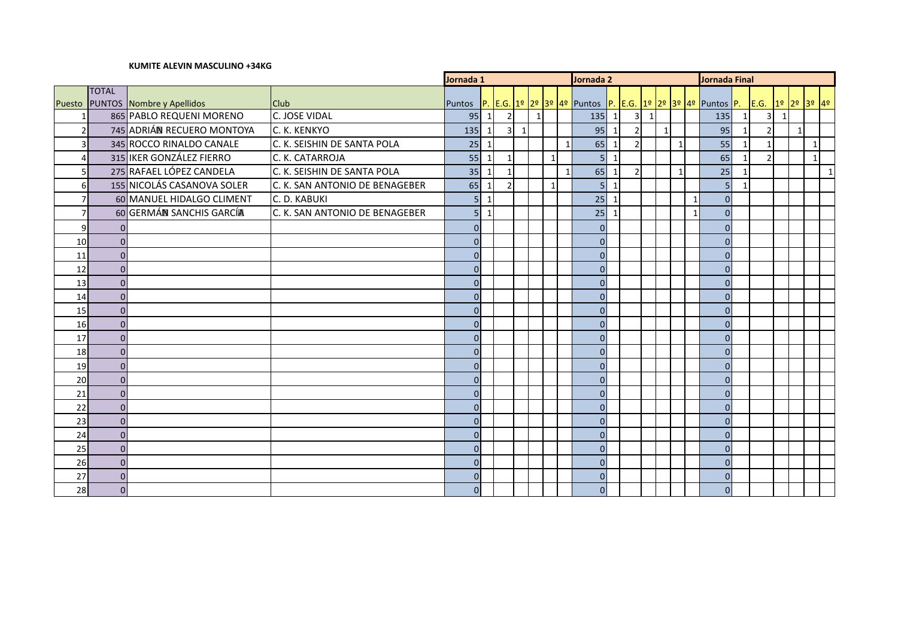**KUMITE ALEVIN MASCULINO +34KG**

| | TOTAL | | | Jornada 1 | | | | | | | Jornada 2 | | | | | | | Jornada Final | | | | | | |
|---|---|---|---|---|---|---|---|---|---|---|---|---|---|---|---|---|---|---|---|---|---|---|---|---|
| Puesto | PUNTOS | Nombre y Apellidos | Club | Puntos | P. | E.G. | 1º | 2º | 3º | 4º | Puntos | P. | E.G. | 1º | 2º | 3º | 4º | Puntos | P. | E.G. | 1º | 2º | 3º | 4º |
| 1 | 865 | PABLO REQUENI MORENO | C. JOSE VIDAL | 95 | 1 | 2 | | 1 | | | 135 | 1 | 3 | 1 | | | | 135 | 1 | 3 | 1 | | | |
| 2 | 745 | ADRIÁN RECUERO MONTOYA | C. K. KENKYO | 135 | 1 | 3 | 1 | | | | 95 | 1 | 2 | | 1 | | | 95 | 1 | 2 | | 1 | | |
| 3 | 345 | ROCCO RINALDO CANALE | C. K. SEISHIN DE SANTA POLA | 25 | 1 | | | | | 1 | 65 | 1 | 2 | | | 1 | | 55 | 1 | 1 | | | 1 | |
| 4 | 315 | IKER GONZÁLEZ FIERRO | C. K. CATARROJA | 55 | 1 | 1 | | | 1 | | 5 | 1 | | | | | | 65 | 1 | 2 | | | 1 | |
| 5 | 275 | RAFAEL LÓPEZ CANDELA | C. K. SEISHIN DE SANTA POLA | 35 | 1 | 1 | | | | 1 | 65 | 1 | 2 | | | 1 | | 25 | 1 | | | | | 1 |
| 6 | 155 | NICOLÁS CASANOVA SOLER | C. K. SAN ANTONIO DE BENAGEBER | 65 | 1 | 2 | | | 1 | | 5 | 1 | | | | | | 5 | 1 | | | | | |
| 7 | 60 | MANUEL HIDALGO CLIMENT | C. D. KABUKI | 5 | 1 | | | | | | 25 | 1 | | | | | 1 | 0 | | | | | | |
| 7 | 60 | GERMÁN SANCHIS GARCÍA | C. K. SAN ANTONIO DE BENAGEBER | 5 | 1 | | | | | | 25 | 1 | | | | | 1 | 0 | | | | | | |
| 9 | 0 | | | 0 | | | | | | | 0 | | | | | | | 0 | | | | | | |
| 10 | 0 | | | 0 | | | | | | | 0 | | | | | | | 0 | | | | | | |
| 11 | 0 | | | 0 | | | | | | | 0 | | | | | | | 0 | | | | | | |
| 12 | 0 | | | 0 | | | | | | | 0 | | | | | | | 0 | | | | | | |
| 13 | 0 | | | 0 | | | | | | | 0 | | | | | | | 0 | | | | | | |
| 14 | 0 | | | 0 | | | | | | | 0 | | | | | | | 0 | | | | | | |
| 15 | 0 | | | 0 | | | | | | | 0 | | | | | | | 0 | | | | | | |
| 16 | 0 | | | 0 | | | | | | | 0 | | | | | | | 0 | | | | | | |
| 17 | 0 | | | 0 | | | | | | | 0 | | | | | | | 0 | | | | | | |
| 18 | 0 | | | 0 | | | | | | | 0 | | | | | | | 0 | | | | | | |
| 19 | 0 | | | 0 | | | | | | | 0 | | | | | | | 0 | | | | | | |
| 20 | 0 | | | 0 | | | | | | | 0 | | | | | | | 0 | | | | | | |
| 21 | 0 | | | 0 | | | | | | | 0 | | | | | | | 0 | | | | | | |
| 22 | 0 | | | 0 | | | | | | | 0 | | | | | | | 0 | | | | | | |
| 23 | 0 | | | 0 | | | | | | | 0 | | | | | | | 0 | | | | | | |
| 24 | 0 | | | 0 | | | | | | | 0 | | | | | | | 0 | | | | | | |
| 25 | 0 | | | 0 | | | | | | | 0 | | | | | | | 0 | | | | | | |
| 26 | 0 | | | 0 | | | | | | | 0 | | | | | | | 0 | | | | | | |
| 27 | 0 | | | 0 | | | | | | | 0 | | | | | | | 0 | | | | | | |
| 28 | 0 | | | 0 | | | | | | | 0 | | | | | | | 0 | | | | | | |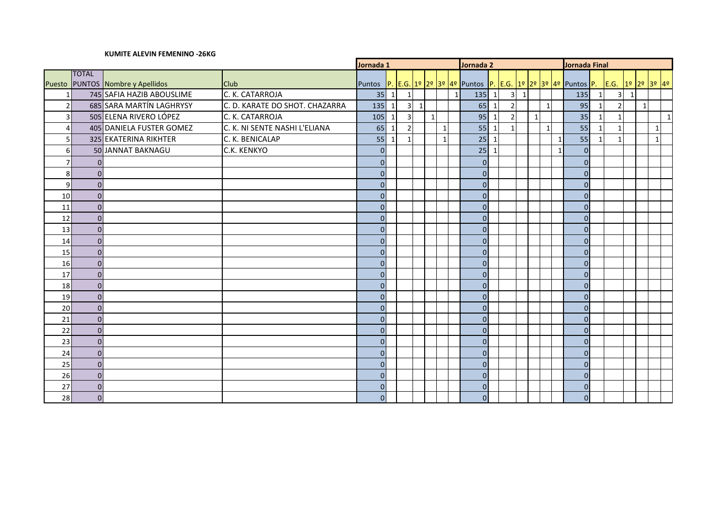**KUMITE ALEVIN FEMENINO -26KG**

| | | | | Jornada 1 | | | | | | | Jornada 2 | | | | | | | Jornada Final | | | | | | |
|---|---|---|---|---|---|---|---|---|---|---|---|---|---|---|---|---|---|---|---|---|---|---|---|---|
| Puesto | TOTAL PUNTOS | Nombre y Apellidos | Club | Puntos | P. | E.G. | 1º | 2º | 3º | 4º | Puntos | P. | E.G. | 1º | 2º | 3º | 4º | Puntos | P. | E.G. | 1º | 2º | 3º | 4º |
| 1 | 745 | SAFIA HAZIB ABOUSLIME | C. K. CATARROJA | 35 | 1 | 1 | | | | 1 | 135 | 1 | 3 | 1 | | | | 135 | 1 | 3 | 1 | | | |
| 2 | 685 | SARA MARTÍN LAGHRYSY | C. D. KARATE DO SHOT. CHAZARRA | 135 | 1 | 3 | 1 | | | | 65 | 1 | 2 | | | 1 | | 95 | 1 | 2 | | 1 | | |
| 3 | 505 | ELENA RIVERO LÓPEZ | C. K. CATARROJA | 105 | 1 | 3 | | 1 | | | 95 | 1 | 2 | | 1 | | | 35 | 1 | 1 | | | | 1 |
| 4 | 405 | DANIELA FUSTER GOMEZ | C. K. NI SENTE NASHI L'ELIANA | 65 | 1 | 2 | | | 1 | | 55 | 1 | 1 | | | 1 | | 55 | 1 | 1 | | | 1 | |
| 5 | 325 | EKATERINA RIKHTER | C. K. BENICALAP | 55 | 1 | 1 | | | 1 | | 25 | 1 | | | | | 1 | 55 | 1 | 1 | | | 1 | |
| 6 | 50 | JANNAT BAKNAGU | C.K. KENKYO | 0 | | | | | | | 25 | 1 | | | | | 1 | 0 | | | | | | |
| 7 | 0 | | | 0 | | | | | | | 0 | | | | | | | 0 | | | | | | |
| 8 | 0 | | | 0 | | | | | | | 0 | | | | | | | 0 | | | | | | |
| 9 | 0 | | | 0 | | | | | | | 0 | | | | | | | 0 | | | | | | |
| 10 | 0 | | | 0 | | | | | | | 0 | | | | | | | 0 | | | | | | |
| 11 | 0 | | | 0 | | | | | | | 0 | | | | | | | 0 | | | | | | |
| 12 | 0 | | | 0 | | | | | | | 0 | | | | | | | 0 | | | | | | |
| 13 | 0 | | | 0 | | | | | | | 0 | | | | | | | 0 | | | | | | |
| 14 | 0 | | | 0 | | | | | | | 0 | | | | | | | 0 | | | | | | |
| 15 | 0 | | | 0 | | | | | | | 0 | | | | | | | 0 | | | | | | |
| 16 | 0 | | | 0 | | | | | | | 0 | | | | | | | 0 | | | | | | |
| 17 | 0 | | | 0 | | | | | | | 0 | | | | | | | 0 | | | | | | |
| 18 | 0 | | | 0 | | | | | | | 0 | | | | | | | 0 | | | | | | |
| 19 | 0 | | | 0 | | | | | | | 0 | | | | | | | 0 | | | | | | |
| 20 | 0 | | | 0 | | | | | | | 0 | | | | | | | 0 | | | | | | |
| 21 | 0 | | | 0 | | | | | | | 0 | | | | | | | 0 | | | | | | |
| 22 | 0 | | | 0 | | | | | | | 0 | | | | | | | 0 | | | | | | |
| 23 | 0 | | | 0 | | | | | | | 0 | | | | | | | 0 | | | | | | |
| 24 | 0 | | | 0 | | | | | | | 0 | | | | | | | 0 | | | | | | |
| 25 | 0 | | | 0 | | | | | | | 0 | | | | | | | 0 | | | | | | |
| 26 | 0 | | | 0 | | | | | | | 0 | | | | | | | 0 | | | | | | |
| 27 | 0 | | | 0 | | | | | | | 0 | | | | | | | 0 | | | | | | |
| 28 | 0 | | | 0 | | | | | | | 0 | | | | | | | 0 | | | | | | |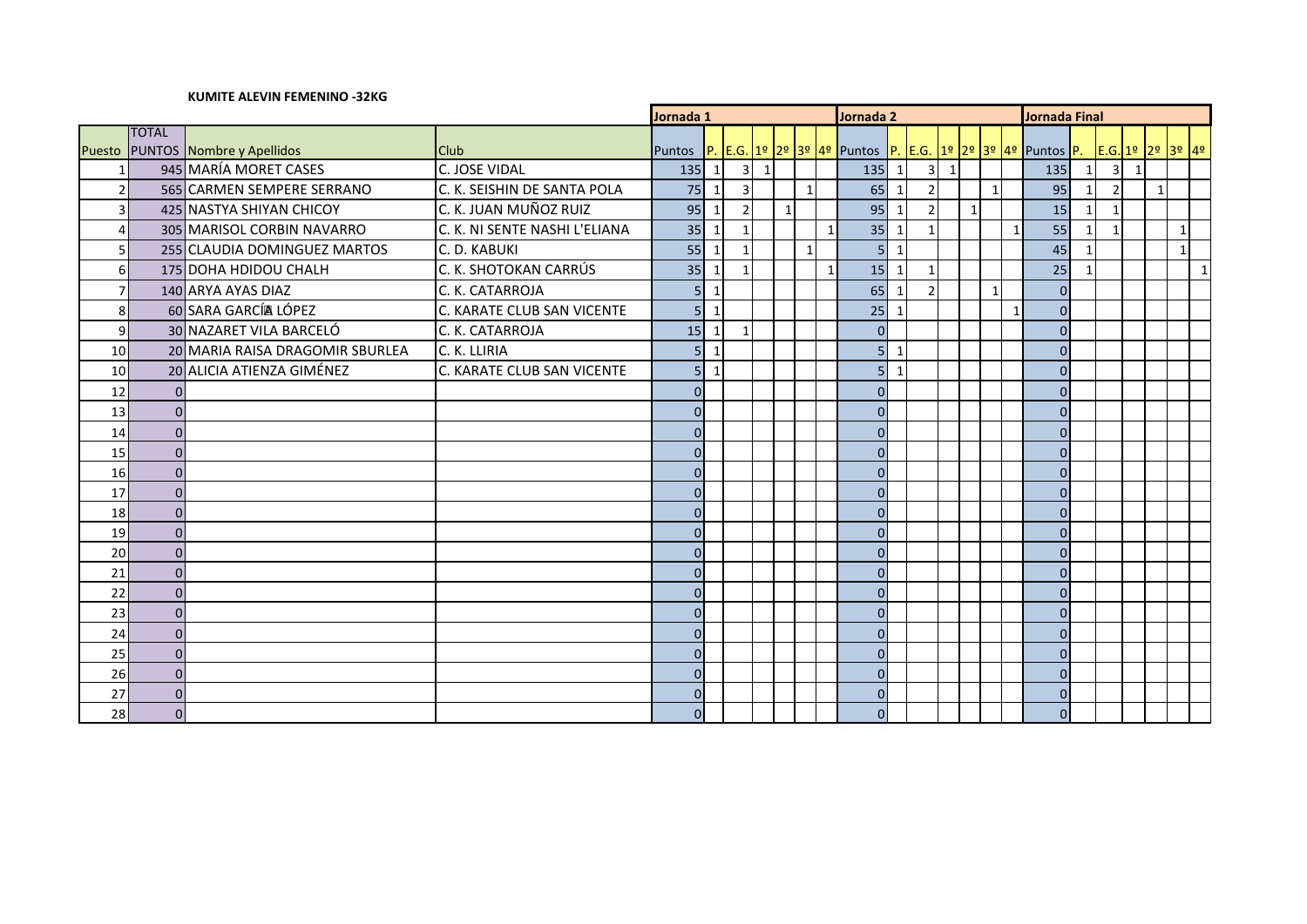**KUMITE ALEVIN FEMENINO -32KG**

| | | | | Jornada 1 | | | | | | | Jornada 2 | | | | | | | Jornada Final | | | | | | |
|---|---|---|---|---|---|---|---|---|---|---|---|---|---|---|---|---|---|---|---|---|---|---|---|---|
| Puesto | TOTAL PUNTOS | Nombre y Apellidos | Club | Puntos | P. | E.G. | 1º | 2º | 3º | 4º | Puntos | P. | E.G. | 1º | 2º | 3º | 4º | Puntos | P. | E.G. | 1º | 2º | 3º | 4º |
| 1 | 945 | MARÍA MORET CASES | C. JOSE VIDAL | 135 | 1 | 3 | 1 | | | | 135 | 1 | 3 | 1 | | | | 135 | 1 | 3 | 1 | | | |
| 2 | 565 | CARMEN SEMPERE SERRANO | C. K. SEISHIN DE SANTA POLA | 75 | 1 | 3 | | | 1 | | 65 | 1 | 2 | | | 1 | | 95 | 1 | 2 | | 1 | | |
| 3 | 425 | NASTYA SHIYAN CHICOY | C. K. JUAN MUÑOZ RUIZ | 95 | 1 | 2 | | 1 | | | 95 | 1 | 2 | | 1 | | | 15 | 1 | 1 | | | | |
| 4 | 305 | MARISOL CORBIN NAVARRO | C. K. NI SENTE NASHI L'ELIANA | 35 | 1 | 1 | | | | 1 | 35 | 1 | 1 | | | | 1 | 55 | 1 | 1 | | | 1 | |
| 5 | 255 | CLAUDIA DOMINGUEZ MARTOS | C. D. KABUKI | 55 | 1 | 1 | | | 1 | | 5 | 1 | | | | | | 45 | 1 | | | | 1 | |
| 6 | 175 | DOHA HDIDOU CHALH | C. K. SHOTOKAN CARRÚS | 35 | 1 | 1 | | | | 1 | 15 | 1 | 1 | | | | | 25 | 1 | | | | | 1 |
| 7 | 140 | ARYA AYAS DIAZ | C. K. CATARROJA | 5 | 1 | | | | | | 65 | 1 | 2 | | | 1 | | 0 | | | | | | |
| 8 | 60 | SARA GARCÍA LÓPEZ | C. KARATE CLUB SAN VICENTE | 5 | 1 | | | | | | 25 | 1 | | | | | 1 | 0 | | | | | | |
| 9 | 30 | NAZARET VILA BARCELÓ | C. K. CATARROJA | 15 | 1 | 1 | | | | | 0 | | | | | | | 0 | | | | | | |
| 10 | 20 | MARIA RAISA DRAGOMIR SBURLEA | C. K. LLIRIA | 5 | 1 | | | | | | 5 | 1 | | | | | | 0 | | | | | | |
| 10 | 20 | ALICIA ATIENZA GIMÉNEZ | C. KARATE CLUB SAN VICENTE | 5 | 1 | | | | | | 5 | 1 | | | | | | 0 | | | | | | |
| 12 | 0 | | | 0 | | | | | | | 0 | | | | | | | 0 | | | | | | |
| 13 | 0 | | | 0 | | | | | | | 0 | | | | | | | 0 | | | | | | |
| 14 | 0 | | | 0 | | | | | | | 0 | | | | | | | 0 | | | | | | |
| 15 | 0 | | | 0 | | | | | | | 0 | | | | | | | 0 | | | | | | |
| 16 | 0 | | | 0 | | | | | | | 0 | | | | | | | 0 | | | | | | |
| 17 | 0 | | | 0 | | | | | | | 0 | | | | | | | 0 | | | | | | |
| 18 | 0 | | | 0 | | | | | | | 0 | | | | | | | 0 | | | | | | |
| 19 | 0 | | | 0 | | | | | | | 0 | | | | | | | 0 | | | | | | |
| 20 | 0 | | | 0 | | | | | | | 0 | | | | | | | 0 | | | | | | |
| 21 | 0 | | | 0 | | | | | | | 0 | | | | | | | 0 | | | | | | |
| 22 | 0 | | | 0 | | | | | | | 0 | | | | | | | 0 | | | | | | |
| 23 | 0 | | | 0 | | | | | | | 0 | | | | | | | 0 | | | | | | |
| 24 | 0 | | | 0 | | | | | | | 0 | | | | | | | 0 | | | | | | |
| 25 | 0 | | | 0 | | | | | | | 0 | | | | | | | 0 | | | | | | |
| 26 | 0 | | | 0 | | | | | | | 0 | | | | | | | 0 | | | | | | |
| 27 | 0 | | | 0 | | | | | | | 0 | | | | | | | 0 | | | | | | |
| 28 | 0 | | | 0 | | | | | | | 0 | | | | | | | 0 | | | | | | |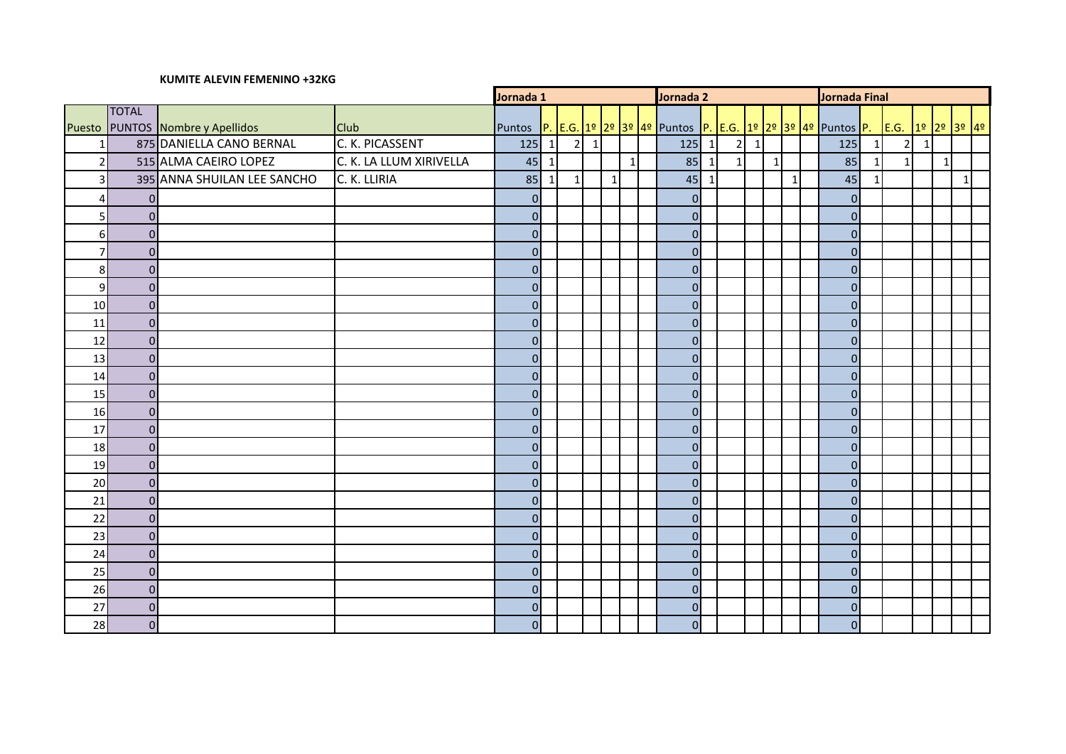**KUMITE ALEVIN FEMENINO +32KG**

| | | | | Jornada 1 | | | | | | | Jornada 2 | | | | | | | Jornada Final | | | | | | |
|---|---|---|---|---|---|---|---|---|---|---|---|---|---|---|---|---|---|---|---|---|---|---|---|---|
| Puesto | TOTAL PUNTOS | Nombre y Apellidos | Club | Puntos | P. | E.G. | 1º | 2º | 3º | 4º | Puntos | P. | E.G. | 1º | 2º | 3º | 4º | Puntos | P. | E.G. | 1º | 2º | 3º | 4º |
| 1 | 875 | DANIELLA CANO BERNAL | C. K. PICASSENT | 125 | 1 | 2 | 1 | | | | 125 | 1 | 2 | 1 | | | | 125 | 1 | 2 | 1 | | | |
| 2 | 515 | ALMA CAEIRO LOPEZ | C. K. LA LLUM XIRIVELLA | 45 | 1 | | | | 1 | | 85 | 1 | 1 | | 1 | | | 85 | 1 | 1 | | 1 | | |
| 3 | 395 | ANNA SHUILAN LEE SANCHO | C. K. LLIRIA | 85 | 1 | 1 | | 1 | | | 45 | 1 | | | | 1 | | 45 | 1 | | | | 1 | |
| 4 | 0 | | | 0 | | | | | | | 0 | | | | | | | 0 | | | | | | |
| 5 | 0 | | | 0 | | | | | | | 0 | | | | | | | 0 | | | | | | |
| 6 | 0 | | | 0 | | | | | | | 0 | | | | | | | 0 | | | | | | |
| 7 | 0 | | | 0 | | | | | | | 0 | | | | | | | 0 | | | | | | |
| 8 | 0 | | | 0 | | | | | | | 0 | | | | | | | 0 | | | | | | |
| 9 | 0 | | | 0 | | | | | | | 0 | | | | | | | 0 | | | | | | |
| 10 | 0 | | | 0 | | | | | | | 0 | | | | | | | 0 | | | | | | |
| 11 | 0 | | | 0 | | | | | | | 0 | | | | | | | 0 | | | | | | |
| 12 | 0 | | | 0 | | | | | | | 0 | | | | | | | 0 | | | | | | |
| 13 | 0 | | | 0 | | | | | | | 0 | | | | | | | 0 | | | | | | |
| 14 | 0 | | | 0 | | | | | | | 0 | | | | | | | 0 | | | | | | |
| 15 | 0 | | | 0 | | | | | | | 0 | | | | | | | 0 | | | | | | |
| 16 | 0 | | | 0 | | | | | | | 0 | | | | | | | 0 | | | | | | |
| 17 | 0 | | | 0 | | | | | | | 0 | | | | | | | 0 | | | | | | |
| 18 | 0 | | | 0 | | | | | | | 0 | | | | | | | 0 | | | | | | |
| 19 | 0 | | | 0 | | | | | | | 0 | | | | | | | 0 | | | | | | |
| 20 | 0 | | | 0 | | | | | | | 0 | | | | | | | 0 | | | | | | |
| 21 | 0 | | | 0 | | | | | | | 0 | | | | | | | 0 | | | | | | |
| 22 | 0 | | | 0 | | | | | | | 0 | | | | | | | 0 | | | | | | |
| 23 | 0 | | | 0 | | | | | | | 0 | | | | | | | 0 | | | | | | |
| 24 | 0 | | | 0 | | | | | | | 0 | | | | | | | 0 | | | | | | |
| 25 | 0 | | | 0 | | | | | | | 0 | | | | | | | 0 | | | | | | |
| 26 | 0 | | | 0 | | | | | | | 0 | | | | | | | 0 | | | | | | |
| 27 | 0 | | | 0 | | | | | | | 0 | | | | | | | 0 | | | | | | |
| 28 | 0 | | | 0 | | | | | | | 0 | | | | | | | 0 | | | | | | |